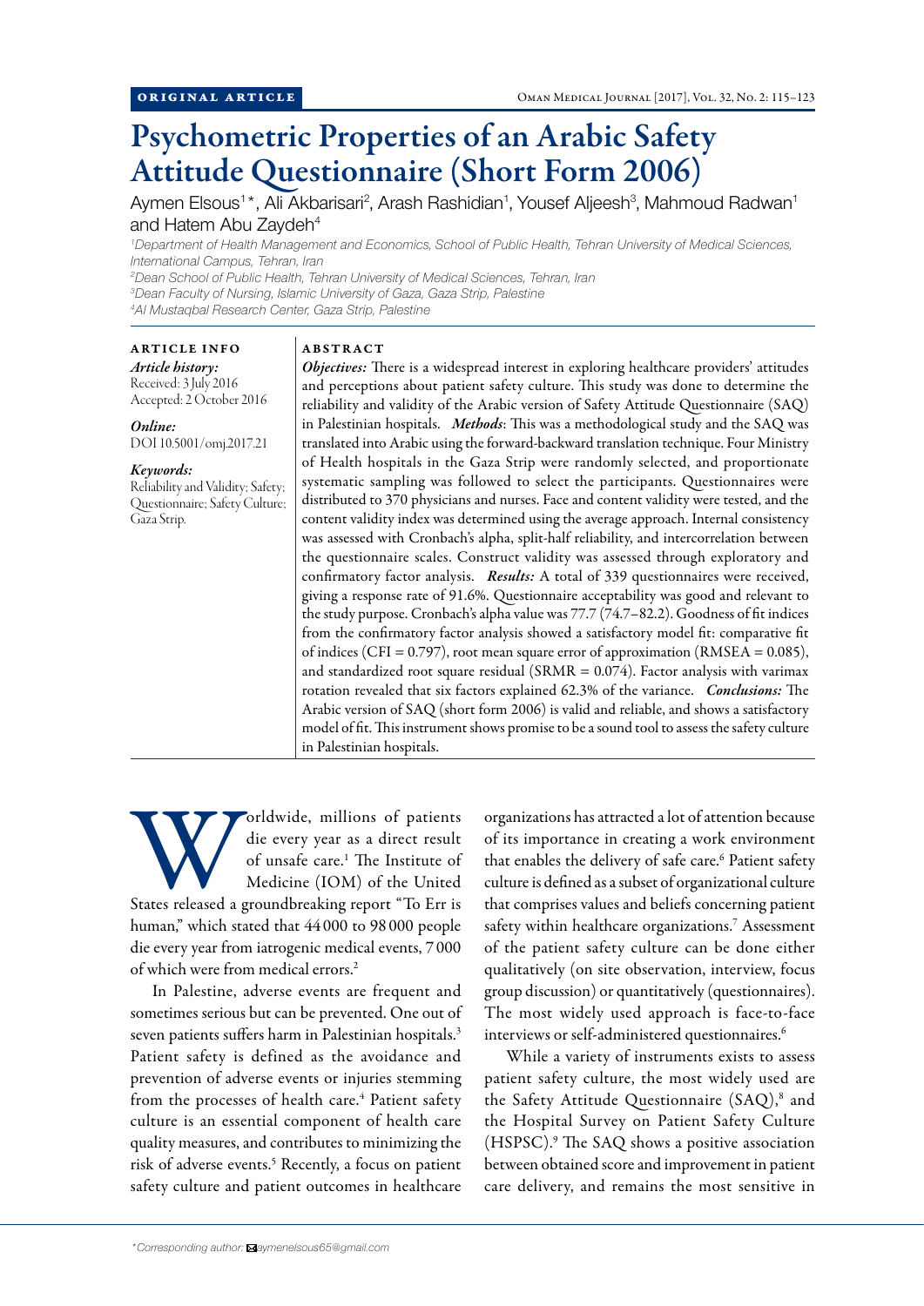ORIGINAL ARTICLE

# Psychometric Properties of an Arabic Safety Attitude Questionnaire (Short Form 2006)

Aymen Elsous[1]*, Ali Akbarisari[2], Arash Rashidian[1], Yousef Aljeesh[3], Mahmoud Radwan[1] and Hatem Abu Zaydeh[4]

[1]Department of Health Management and Economics, School of Public Health, Tehran University of Medical Sciences, International Campus, Tehran, Iran

[2]Dean School of Public Health, Tehran University of Medical Sciences, Tehran, Iran

[3]Dean Faculty of Nursing, Islamic University of Gaza, Gaza Strip, Palestine

[4]Al Mustaqbal Research Center, Gaza Strip, Palestine

## ARTICLE INFO

*Article history:*
Received: 3 July 2016
Accepted: 2 October 2016

*Online:*
DOI 10.5001/omj.2017.21

*Keywords:*
Reliability and Validity; Safety; Questionnaire; Safety Culture; Gaza Strip.

## ABSTRACT

***Objectives:*** There is a widespread interest in exploring healthcare providers' attitudes and perceptions about patient safety culture. This study was done to determine the reliability and validity of the Arabic version of Safety Attitude Questionnaire (SAQ) in Palestinian hospitals. ***Methods***: This was a methodological study and the SAQ was translated into Arabic using the forward-backward translation technique. Four Ministry of Health hospitals in the Gaza Strip were randomly selected, and proportionate systematic sampling was followed to select the participants. Questionnaires were distributed to 370 physicians and nurses. Face and content validity were tested, and the content validity index was determined using the average approach. Internal consistency was assessed with Cronbach's alpha, split-half reliability, and intercorrelation between the questionnaire scales. Construct validity was assessed through exploratory and confirmatory factor analysis. ***Results:*** A total of 339 questionnaires were received, giving a response rate of 91.6%. Questionnaire acceptability was good and relevant to the study purpose. Cronbach's alpha value was 77.7 (74.7–82.2). Goodness of fit indices from the confirmatory factor analysis showed a satisfactory model fit: comparative fit of indices (CFI = 0.797), root mean square error of approximation (RMSEA = 0.085), and standardized root square residual (SRMR = 0.074). Factor analysis with varimax rotation revealed that six factors explained 62.3% of the variance. ***Conclusions:*** The Arabic version of SAQ (short form 2006) is valid and reliable, and shows a satisfactory model of fit. This instrument shows promise to be a sound tool to assess the safety culture in Palestinian hospitals.

Worldwide, millions of patients die every year as a direct result of unsafe care.[1] The Institute of Medicine (IOM) of the United States released a groundbreaking report "To Err is human," which stated that 44 000 to 98 000 people die every year from iatrogenic medical events, 7 000 of which were from medical errors.[2]

In Palestine, adverse events are frequent and sometimes serious but can be prevented. One out of seven patients suffers harm in Palestinian hospitals.[3] Patient safety is defined as the avoidance and prevention of adverse events or injuries stemming from the processes of health care.[4] Patient safety culture is an essential component of health care quality measures, and contributes to minimizing the risk of adverse events.[5] Recently, a focus on patient safety culture and patient outcomes in healthcare organizations has attracted a lot of attention because of its importance in creating a work environment that enables the delivery of safe care.[6] Patient safety culture is defined as a subset of organizational culture that comprises values and beliefs concerning patient safety within healthcare organizations.[7] Assessment of the patient safety culture can be done either qualitatively (on site observation, interview, focus group discussion) or quantitatively (questionnaires). The most widely used approach is face-to-face interviews or self-administered questionnaires.[6]

While a variety of instruments exists to assess patient safety culture, the most widely used are the Safety Attitude Questionnaire (SAQ),[8] and the Hospital Survey on Patient Safety Culture (HSPSC).[9] The SAQ shows a positive association between obtained score and improvement in patient care delivery, and remains the most sensitive in

*Corresponding author: aymenelsous65@gmail.com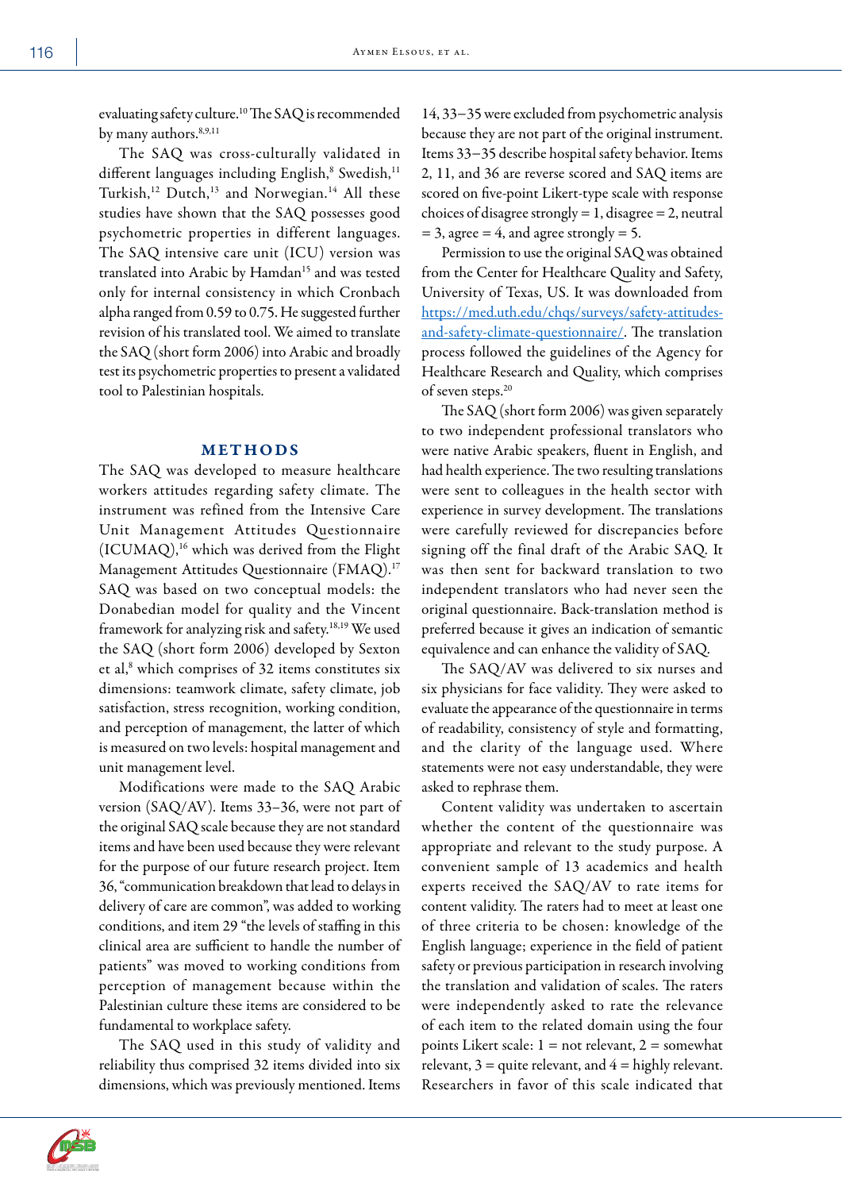evaluating safety culture.[10] The SAQ is recommended by many authors.[8,9,11]

The SAQ was cross-culturally validated in different languages including English,[8] Swedish,[11] Turkish,[12] Dutch,[13] and Norwegian.[14] All these studies have shown that the SAQ possesses good psychometric properties in different languages. The SAQ intensive care unit (ICU) version was translated into Arabic by Hamdan[15] and was tested only for internal consistency in which Cronbach alpha ranged from 0.59 to 0.75. He suggested further revision of his translated tool. We aimed to translate the SAQ (short form 2006) into Arabic and broadly test its psychometric properties to present a validated tool to Palestinian hospitals.

## METHODS

The SAQ was developed to measure healthcare workers attitudes regarding safety climate. The instrument was refined from the Intensive Care Unit Management Attitudes Questionnaire (ICUMAQ),[16] which was derived from the Flight Management Attitudes Questionnaire (FMAQ).[17] SAQ was based on two conceptual models: the Donabedian model for quality and the Vincent framework for analyzing risk and safety.[18,19] We used the SAQ (short form 2006) developed by Sexton et al,[8] which comprises of 32 items constitutes six dimensions: teamwork climate, safety climate, job satisfaction, stress recognition, working condition, and perception of management, the latter of which is measured on two levels: hospital management and unit management level.

Modifications were made to the SAQ Arabic version (SAQ/AV). Items 33–36, were not part of the original SAQ scale because they are not standard items and have been used because they were relevant for the purpose of our future research project. Item 36, "communication breakdown that lead to delays in delivery of care are common", was added to working conditions, and item 29 "the levels of staffing in this clinical area are sufficient to handle the number of patients" was moved to working conditions from perception of management because within the Palestinian culture these items are considered to be fundamental to workplace safety.

The SAQ used in this study of validity and reliability thus comprised 32 items divided into six dimensions, which was previously mentioned. Items 14, 33–35 were excluded from psychometric analysis because they are not part of the original instrument. Items 33–35 describe hospital safety behavior. Items 2, 11, and 36 are reverse scored and SAQ items are scored on five-point Likert-type scale with response choices of disagree strongly = 1, disagree = 2, neutral = 3, agree = 4, and agree strongly = 5.

Permission to use the original SAQ was obtained from the Center for Healthcare Quality and Safety, University of Texas, US. It was downloaded from https://med.uth.edu/chqs/surveys/safety-attitudes-and-safety-climate-questionnaire/. The translation process followed the guidelines of the Agency for Healthcare Research and Quality, which comprises of seven steps.[20]

The SAQ (short form 2006) was given separately to two independent professional translators who were native Arabic speakers, fluent in English, and had health experience. The two resulting translations were sent to colleagues in the health sector with experience in survey development. The translations were carefully reviewed for discrepancies before signing off the final draft of the Arabic SAQ. It was then sent for backward translation to two independent translators who had never seen the original questionnaire. Back-translation method is preferred because it gives an indication of semantic equivalence and can enhance the validity of SAQ.

The SAQ/AV was delivered to six nurses and six physicians for face validity. They were asked to evaluate the appearance of the questionnaire in terms of readability, consistency of style and formatting, and the clarity of the language used. Where statements were not easy understandable, they were asked to rephrase them.

Content validity was undertaken to ascertain whether the content of the questionnaire was appropriate and relevant to the study purpose. A convenient sample of 13 academics and health experts received the SAQ/AV to rate items for content validity. The raters had to meet at least one of three criteria to be chosen: knowledge of the English language; experience in the field of patient safety or previous participation in research involving the translation and validation of scales. The raters were independently asked to rate the relevance of each item to the related domain using the four points Likert scale: 1 = not relevant, 2 = somewhat relevant, 3 = quite relevant, and 4 = highly relevant. Researchers in favor of this scale indicated that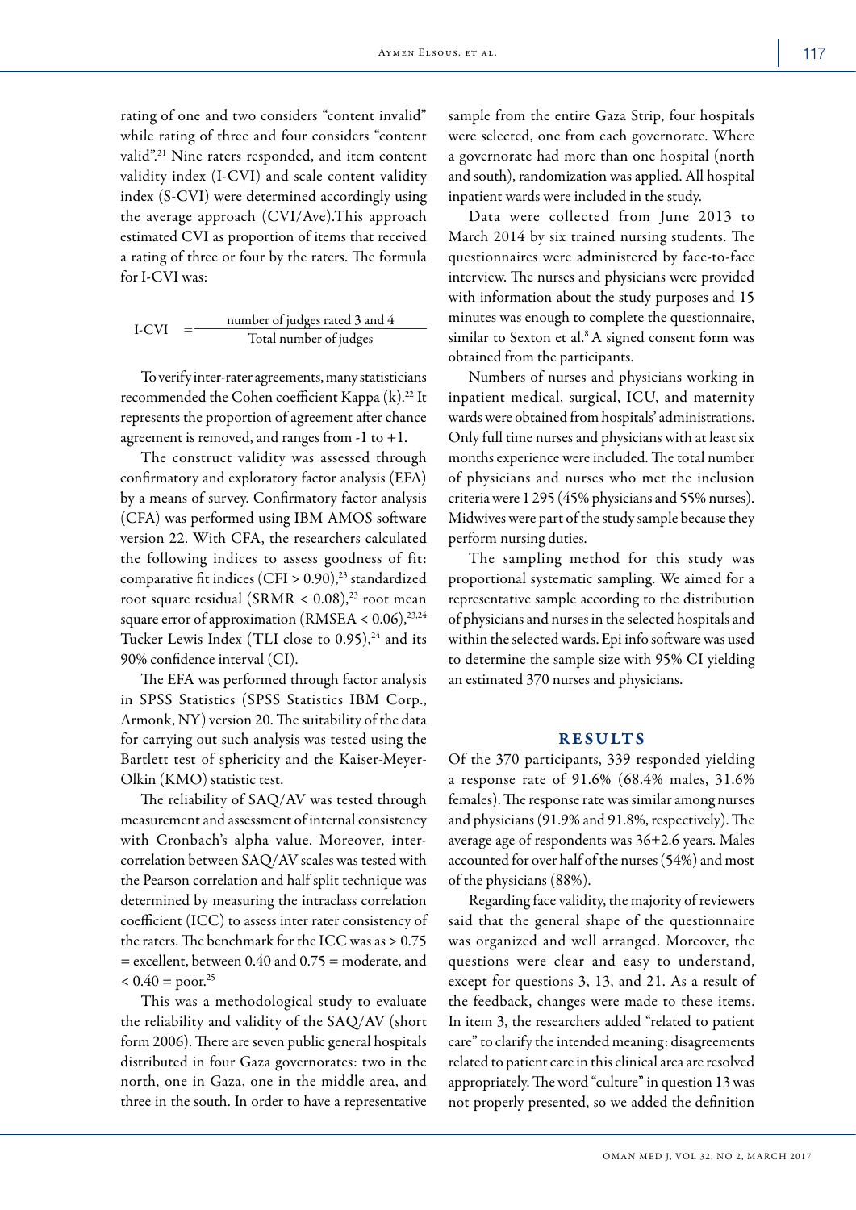rating of one and two considers "content invalid" while rating of three and four considers "content valid".[21] Nine raters responded, and item content validity index (I-CVI) and scale content validity index (S-CVI) were determined accordingly using the average approach (CVI/Ave).This approach estimated CVI as proportion of items that received a rating of three or four by the raters. The formula for I-CVI was:

$$\text{I-CVI} = \frac{\text{number of judges rated 3 and 4}}{\text{Total number of judges}}$$

To verify inter-rater agreements, many statisticians recommended the Cohen coefficient Kappa (k).[22] It represents the proportion of agreement after chance agreement is removed, and ranges from -1 to +1.

The construct validity was assessed through confirmatory and exploratory factor analysis (EFA) by a means of survey. Confirmatory factor analysis (CFA) was performed using IBM AMOS software version 22. With CFA, the researchers calculated the following indices to assess goodness of fit: comparative fit indices (CFI > 0.90),[23] standardized root square residual (SRMR < 0.08),[23] root mean square error of approximation (RMSEA < 0.06),[23,24] Tucker Lewis Index (TLI close to 0.95),[24] and its 90% confidence interval (CI).

The EFA was performed through factor analysis in SPSS Statistics (SPSS Statistics IBM Corp., Armonk, NY) version 20. The suitability of the data for carrying out such analysis was tested using the Bartlett test of sphericity and the Kaiser-Meyer-Olkin (KMO) statistic test.

The reliability of SAQ/AV was tested through measurement and assessment of internal consistency with Cronbach's alpha value. Moreover, inter-correlation between SAQ/AV scales was tested with the Pearson correlation and half split technique was determined by measuring the intraclass correlation coefficient (ICC) to assess inter rater consistency of the raters. The benchmark for the ICC was as > 0.75 = excellent, between 0.40 and 0.75 = moderate, and < 0.40 = poor.[25]

This was a methodological study to evaluate the reliability and validity of the SAQ/AV (short form 2006). There are seven public general hospitals distributed in four Gaza governorates: two in the north, one in Gaza, one in the middle area, and three in the south. In order to have a representative sample from the entire Gaza Strip, four hospitals were selected, one from each governorate. Where a governorate had more than one hospital (north and south), randomization was applied. All hospital inpatient wards were included in the study.

Data were collected from June 2013 to March 2014 by six trained nursing students. The questionnaires were administered by face-to-face interview. The nurses and physicians were provided with information about the study purposes and 15 minutes was enough to complete the questionnaire, similar to Sexton et al.[8] A signed consent form was obtained from the participants.

Numbers of nurses and physicians working in inpatient medical, surgical, ICU, and maternity wards were obtained from hospitals' administrations. Only full time nurses and physicians with at least six months experience were included. The total number of physicians and nurses who met the inclusion criteria were 1 295 (45% physicians and 55% nurses). Midwives were part of the study sample because they perform nursing duties.

The sampling method for this study was proportional systematic sampling. We aimed for a representative sample according to the distribution of physicians and nurses in the selected hospitals and within the selected wards. Epi info software was used to determine the sample size with 95% CI yielding an estimated 370 nurses and physicians.

## RESULTS

Of the 370 participants, 339 responded yielding a response rate of 91.6% (68.4% males, 31.6% females). The response rate was similar among nurses and physicians (91.9% and 91.8%, respectively). The average age of respondents was 36±2.6 years. Males accounted for over half of the nurses (54%) and most of the physicians (88%).

Regarding face validity, the majority of reviewers said that the general shape of the questionnaire was organized and well arranged. Moreover, the questions were clear and easy to understand, except for questions 3, 13, and 21. As a result of the feedback, changes were made to these items. In item 3, the researchers added "related to patient care" to clarify the intended meaning: disagreements related to patient care in this clinical area are resolved appropriately. The word "culture" in question 13 was not properly presented, so we added the definition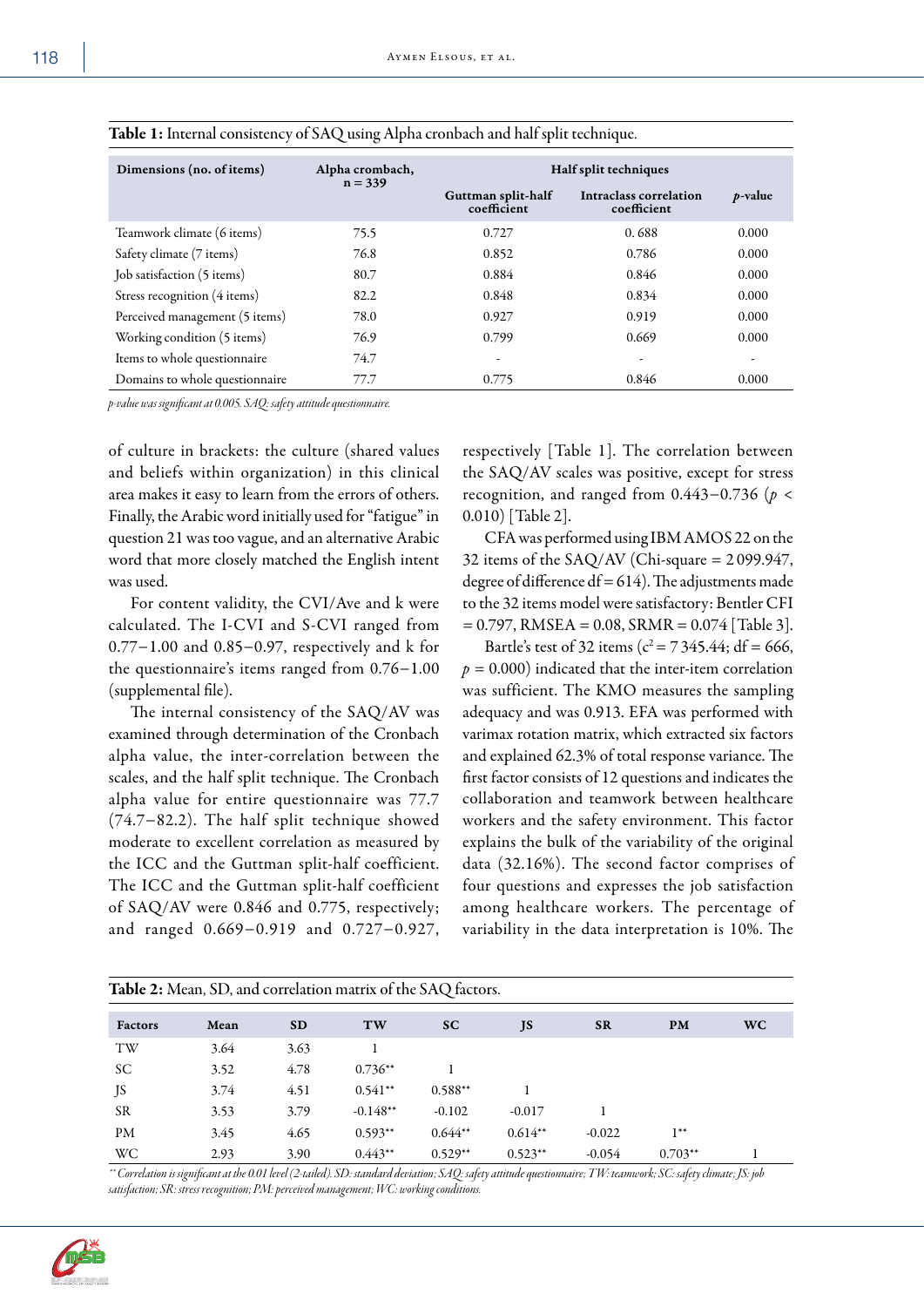**Table 1:** Internal consistency of SAQ using Alpha cronbach and half split technique.

| Dimensions (no. of items) | Alpha crombach, n = 339 | Half split techniques | | |
|---|---|---|---|---|
| | | Guttman split-half coefficient | Intraclass correlation coefficient | $p$-value |
| Teamwork climate (6 items) | 75.5 | 0.727 | 0. 688 | 0.000 |
| Safety climate (7 items) | 76.8 | 0.852 | 0.786 | 0.000 |
| Job satisfaction (5 items) | 80.7 | 0.884 | 0.846 | 0.000 |
| Stress recognition (4 items) | 82.2 | 0.848 | 0.834 | 0.000 |
| Perceived management (5 items) | 78.0 | 0.927 | 0.919 | 0.000 |
| Working condition (5 items) | 76.9 | 0.799 | 0.669 | 0.000 |
| Items to whole questionnaire | 74.7 | - | - | - |
| Domains to whole questionnaire | 77.7 | 0.775 | 0.846 | 0.000 |

*p-value was significant at 0.005. SAQ: safety attitude questionnaire.*

of culture in brackets: the culture (shared values and beliefs within organization) in this clinical area makes it easy to learn from the errors of others. Finally, the Arabic word initially used for "fatigue" in question 21 was too vague, and an alternative Arabic word that more closely matched the English intent was used.

For content validity, the CVI/Ave and k were calculated. The I-CVI and S-CVI ranged from 0.77–1.00 and 0.85–0.97, respectively and k for the questionnaire's items ranged from 0.76–1.00 (supplemental file).

The internal consistency of the SAQ/AV was examined through determination of the Cronbach alpha value, the inter-correlation between the scales, and the half split technique. The Cronbach alpha value for entire questionnaire was 77.7 (74.7–82.2). The half split technique showed moderate to excellent correlation as measured by the ICC and the Guttman split-half coefficient. The ICC and the Guttman split-half coefficient of SAQ/AV were 0.846 and 0.775, respectively; and ranged 0.669–0.919 and 0.727–0.927, respectively [Table 1]. The correlation between the SAQ/AV scales was positive, except for stress recognition, and ranged from 0.443–0.736 ($p < 0.010$) [Table 2].

CFA was performed using IBM AMOS 22 on the 32 items of the SAQ/AV (Chi-square = 2 099.947, degree of difference df = 614). The adjustments made to the 32 items model were satisfactory: Bentler CFI = 0.797, RMSEA = 0.08, SRMR = 0.074 [Table 3].

Bartle's test of 32 items ($c^2$ = 7 345.44; df = 666, $p$ = 0.000) indicated that the inter-item correlation was sufficient. The KMO measures the sampling adequacy and was 0.913. EFA was performed with varimax rotation matrix, which extracted six factors and explained 62.3% of total response variance. The first factor consists of 12 questions and indicates the collaboration and teamwork between healthcare workers and the safety environment. This factor explains the bulk of the variability of the original data (32.16%). The second factor comprises of four questions and expresses the job satisfaction among healthcare workers. The percentage of variability in the data interpretation is 10%. The

**Table 2:** Mean, SD, and correlation matrix of the SAQ factors.

| Factors | Mean | SD | TW | SC | JS | SR | PM | WC |
|---|---|---|---|---|---|---|---|---|
| TW | 3.64 | 3.63 | 1 | | | | | |
| SC | 3.52 | 4.78 | 0.736** | 1 | | | | |
| JS | 3.74 | 4.51 | 0.541** | 0.588** | 1 | | | |
| SR | 3.53 | 3.79 | -0.148** | -0.102 | -0.017 | 1 | | |
| PM | 3.45 | 4.65 | 0.593** | 0.644** | 0.614** | -0.022 | 1** | |
| WC | 2.93 | 3.90 | 0.443** | 0.529** | 0.523** | -0.054 | 0.703** | 1 |

*** Correlation is significant at the 0.01 level (2-tailed). SD: standard deviation; SAQ: safety attitude questionnaire; TW: teamwork; SC: safety climate; JS: job satisfaction; SR: stress recognition; PM: perceived management; WC: working conditions.*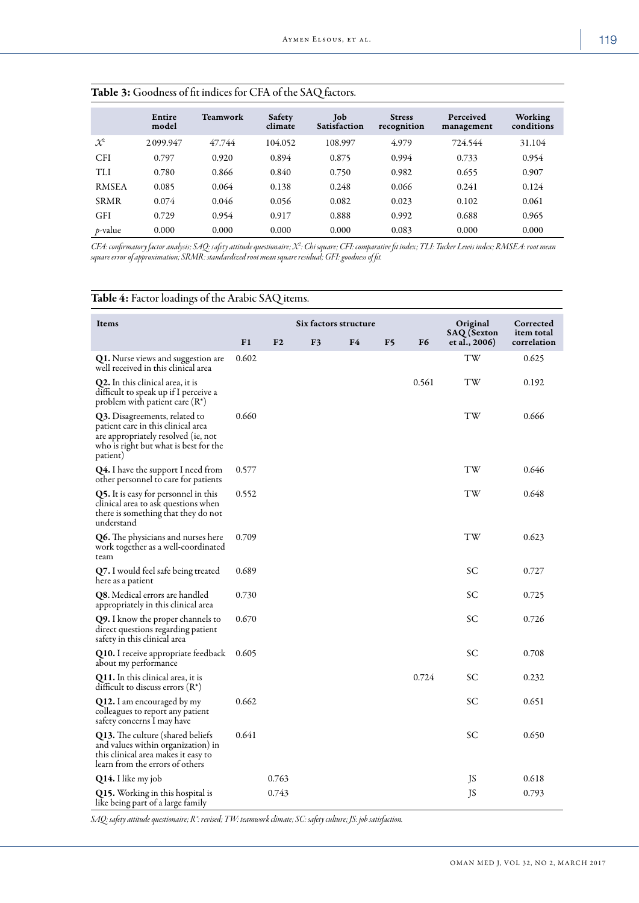**Table 3:** Goodness of fit indices for CFA of the SAQ factors.

| | Entire model | Teamwork | Safety climate | Job Satisfaction | Stress recognition | Perceived management | Working conditions |
|---|---|---|---|---|---|---|---|
| $\mathcal{X}^2$ | 2099.947 | 47.744 | 104.052 | 108.997 | 4.979 | 724.544 | 31.104 |
| CFI | 0.797 | 0.920 | 0.894 | 0.875 | 0.994 | 0.733 | 0.954 |
| TLI | 0.780 | 0.866 | 0.840 | 0.750 | 0.982 | 0.655 | 0.907 |
| RMSEA | 0.085 | 0.064 | 0.138 | 0.248 | 0.066 | 0.241 | 0.124 |
| SRMR | 0.074 | 0.046 | 0.056 | 0.082 | 0.023 | 0.102 | 0.061 |
| GFI | 0.729 | 0.954 | 0.917 | 0.888 | 0.992 | 0.688 | 0.965 |
| *p*-value | 0.000 | 0.000 | 0.000 | 0.000 | 0.083 | 0.000 | 0.000 |

*CFA: confirmatory factor analysis; SAQ: safety attitude questionnaire; $\mathcal{X}^2$: Chi square; CFI: comparative fit index; TLI: Tucker Lewis index; RMSEA: root mean square error of approximation; SRMR: standardized root mean square residual; GFI: goodness of fit.*

**Table 4:** Factor loadings of the Arabic SAQ items.

| Items | Six factors structure | | | | | | Original SAQ (Sexton et al., 2006) | Corrected item total correlation |
|---|---|---|---|---|---|---|---|---|
| | F1 | F2 | F3 | F4 | F5 | F6 | | |
| **Q1.** Nurse views and suggestion are well received in this clinical area | 0.602 | | | | | | TW | 0.625 |
| **Q2.** In this clinical area, it is difficult to speak up if I perceive a problem with patient care (R*) | | | | | | 0.561 | TW | 0.192 |
| **Q3.** Disagreements, related to patient care in this clinical area are appropriately resolved (ie, not who is right but what is best for the patient) | 0.660 | | | | | | TW | 0.666 |
| **Q4.** I have the support I need from other personnel to care for patients | 0.577 | | | | | | TW | 0.646 |
| **Q5.** It is easy for personnel in this clinical area to ask questions when there is something that they do not understand | 0.552 | | | | | | TW | 0.648 |
| **Q6.** The physicians and nurses here work together as a well-coordinated team | 0.709 | | | | | | TW | 0.623 |
| **Q7.** I would feel safe being treated here as a patient | 0.689 | | | | | | SC | 0.727 |
| **Q8**. Medical errors are handled appropriately in this clinical area | 0.730 | | | | | | SC | 0.725 |
| **Q9.** I know the proper channels to direct questions regarding patient safety in this clinical area | 0.670 | | | | | | SC | 0.726 |
| **Q10.** I receive appropriate feedback about my performance | 0.605 | | | | | | SC | 0.708 |
| **Q11.** In this clinical area, it is difficult to discuss errors (R*) | | | | | | 0.724 | SC | 0.232 |
| **Q12.** I am encouraged by my colleagues to report any patient safety concerns I may have | 0.662 | | | | | | SC | 0.651 |
| **Q13.** The culture (shared beliefs and values within organization) in this clinical area makes it easy to learn from the errors of others | 0.641 | | | | | | SC | 0.650 |
| **Q14.** I like my job | | 0.763 | | | | | JS | 0.618 |
| **Q15.** Working in this hospital is like being part of a large family | | 0.743 | | | | | JS | 0.793 |

*SAQ: safety attitude questionnaire; R*: revised; TW: teamwork climate; SC: safety culture; JS: job satisfaction.*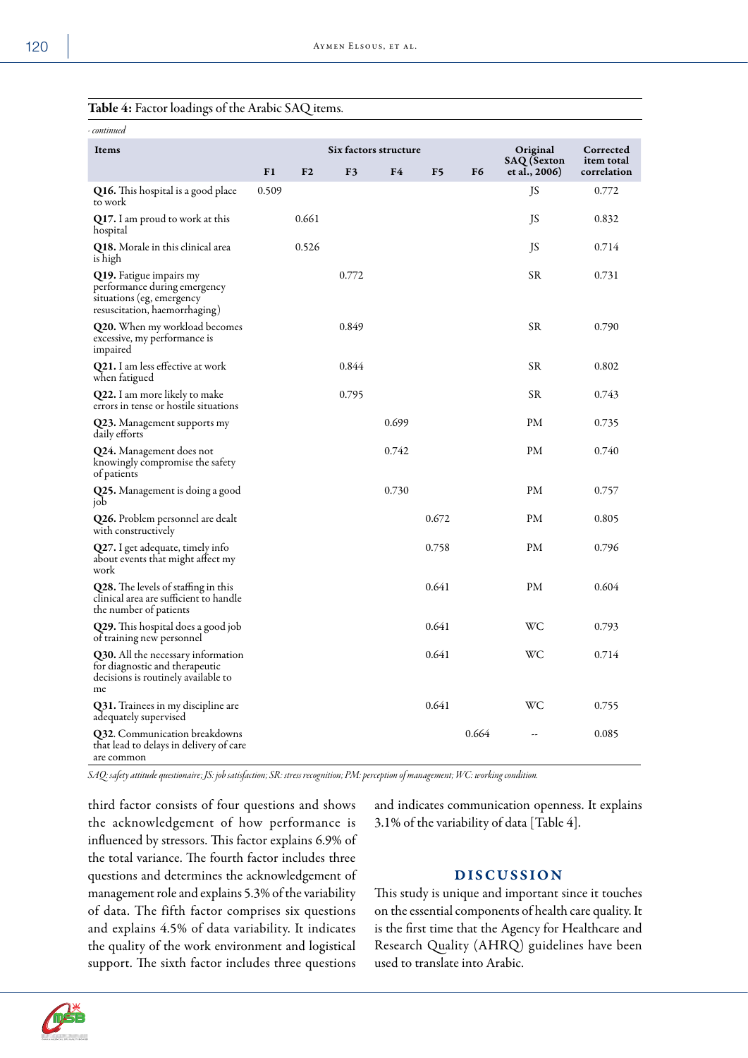**Table 4:** Factor loadings of the Arabic SAQ items.

*- continued*

| Items | Six factors structure | | | | | | Original SAQ (Sexton et al., 2006) | Corrected item total correlation |
|---|---|---|---|---|---|---|---|---|
| | F1 | F2 | F3 | F4 | F5 | F6 | | |
| **Q16.** This hospital is a good place to work | 0.509 | | | | | | JS | 0.772 |
| **Q17.** I am proud to work at this hospital | | 0.661 | | | | | JS | 0.832 |
| **Q18.** Morale in this clinical area is high | | 0.526 | | | | | JS | 0.714 |
| **Q19.** Fatigue impairs my performance during emergency situations (eg, emergency resuscitation, haemorrhaging) | | | 0.772 | | | | SR | 0.731 |
| **Q20.** When my workload becomes excessive, my performance is impaired | | | 0.849 | | | | SR | 0.790 |
| **Q21.** I am less effective at work when fatigued | | | 0.844 | | | | SR | 0.802 |
| **Q22.** I am more likely to make errors in tense or hostile situations | | | 0.795 | | | | SR | 0.743 |
| **Q23.** Management supports my daily efforts | | | | 0.699 | | | PM | 0.735 |
| **Q24.** Management does not knowingly compromise the safety of patients | | | | 0.742 | | | PM | 0.740 |
| **Q25.** Management is doing a good job | | | | 0.730 | | | PM | 0.757 |
| **Q26.** Problem personnel are dealt with constructively | | | | | 0.672 | | PM | 0.805 |
| **Q27.** I get adequate, timely info about events that might affect my work | | | | | 0.758 | | PM | 0.796 |
| **Q28.** The levels of staffing in this clinical area are sufficient to handle the number of patients | | | | | 0.641 | | PM | 0.604 |
| **Q29.** This hospital does a good job of training new personnel | | | | | 0.641 | | WC | 0.793 |
| **Q30.** All the necessary information for diagnostic and therapeutic decisions is routinely available to me | | | | | 0.641 | | WC | 0.714 |
| **Q31.** Trainees in my discipline are adequately supervised | | | | | 0.641 | | WC | 0.755 |
| **Q32**. Communication breakdowns that lead to delays in delivery of care are common | | | | | | 0.664 | -- | 0.085 |

*SAQ: safety attitude questionnaire; JS: job satisfaction; SR: stress recognition; PM: perception of management; WC: working condition.*

third factor consists of four questions and shows the acknowledgement of how performance is influenced by stressors. This factor explains 6.9% of the total variance. The fourth factor includes three questions and determines the acknowledgement of management role and explains 5.3% of the variability of data. The fifth factor comprises six questions and explains 4.5% of data variability. It indicates the quality of the work environment and logistical support. The sixth factor includes three questions and indicates communication openness. It explains 3.1% of the variability of data [Table 4].

## DISCUSSION

This study is unique and important since it touches on the essential components of health care quality. It is the first time that the Agency for Healthcare and Research Quality (AHRQ) guidelines have been used to translate into Arabic.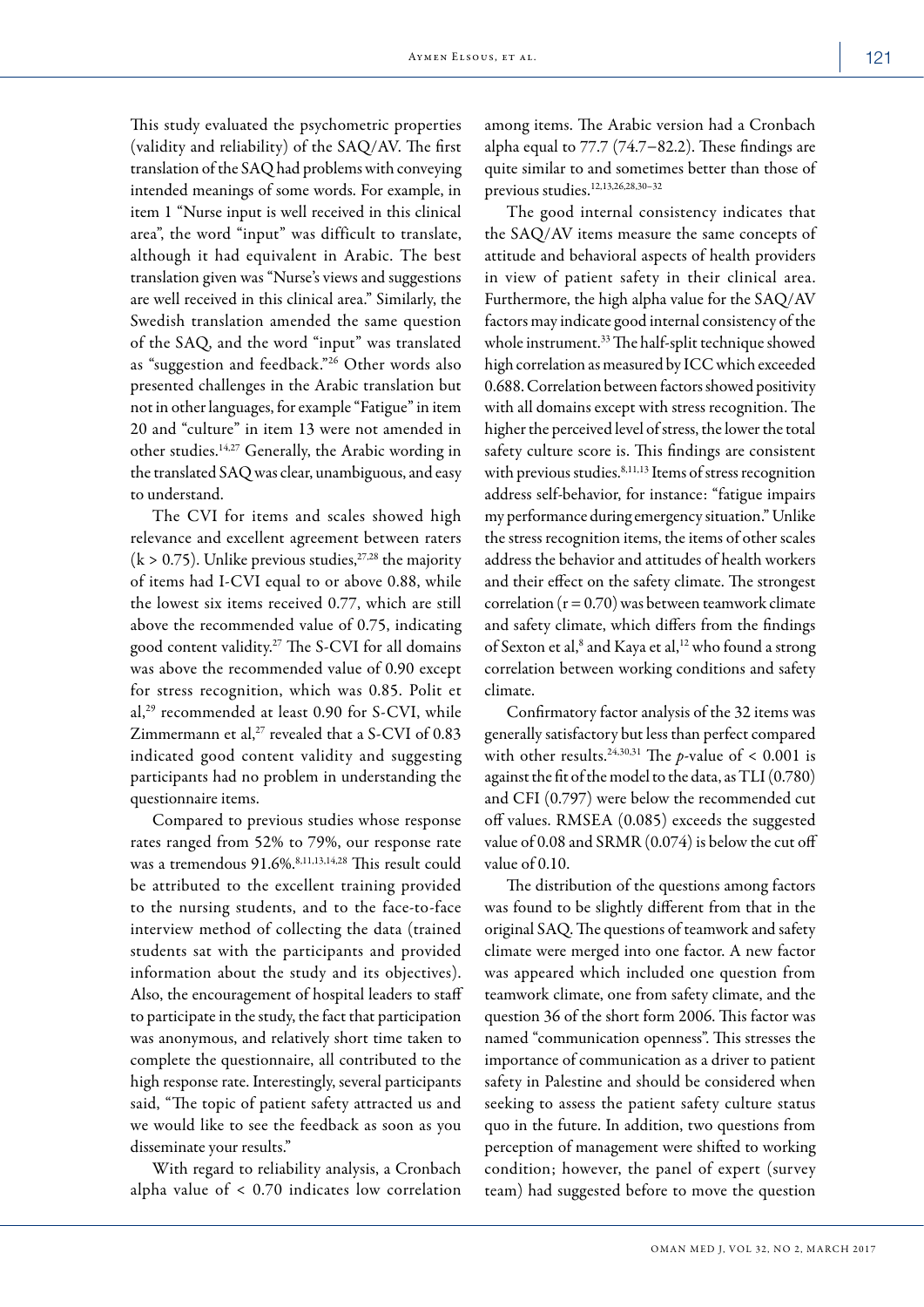This study evaluated the psychometric properties (validity and reliability) of the SAQ/AV. The first translation of the SAQ had problems with conveying intended meanings of some words. For example, in item 1 "Nurse input is well received in this clinical area", the word "input" was difficult to translate, although it had equivalent in Arabic. The best translation given was "Nurse's views and suggestions are well received in this clinical area." Similarly, the Swedish translation amended the same question of the SAQ, and the word "input" was translated as "suggestion and feedback."[26] Other words also presented challenges in the Arabic translation but not in other languages, for example "Fatigue" in item 20 and "culture" in item 13 were not amended in other studies.[14,27] Generally, the Arabic wording in the translated SAQ was clear, unambiguous, and easy to understand.

The CVI for items and scales showed high relevance and excellent agreement between raters ($k > 0.75$). Unlike previous studies,[27,28] the majority of items had I-CVI equal to or above 0.88, while the lowest six items received 0.77, which are still above the recommended value of 0.75, indicating good content validity.[27] The S-CVI for all domains was above the recommended value of 0.90 except for stress recognition, which was 0.85. Polit et al,[29] recommended at least 0.90 for S-CVI, while Zimmermann et al,[27] revealed that a S-CVI of 0.83 indicated good content validity and suggesting participants had no problem in understanding the questionnaire items.

Compared to previous studies whose response rates ranged from 52% to 79%, our response rate was a tremendous 91.6%.[8,11,13,14,28] This result could be attributed to the excellent training provided to the nursing students, and to the face-to-face interview method of collecting the data (trained students sat with the participants and provided information about the study and its objectives). Also, the encouragement of hospital leaders to staff to participate in the study, the fact that participation was anonymous, and relatively short time taken to complete the questionnaire, all contributed to the high response rate. Interestingly, several participants said, "The topic of patient safety attracted us and we would like to see the feedback as soon as you disseminate your results."

With regard to reliability analysis, a Cronbach alpha value of < 0.70 indicates low correlation among items. The Arabic version had a Cronbach alpha equal to 77.7 (74.7−82.2). These findings are quite similar to and sometimes better than those of previous studies.[12,13,26,28,30–32]

The good internal consistency indicates that the SAQ/AV items measure the same concepts of attitude and behavioral aspects of health providers in view of patient safety in their clinical area. Furthermore, the high alpha value for the SAQ/AV factors may indicate good internal consistency of the whole instrument.[33] The half-split technique showed high correlation as measured by ICC which exceeded 0.688. Correlation between factors showed positivity with all domains except with stress recognition. The higher the perceived level of stress, the lower the total safety culture score is. This findings are consistent with previous studies.[8,11,13] Items of stress recognition address self-behavior, for instance: "fatigue impairs my performance during emergency situation." Unlike the stress recognition items, the items of other scales address the behavior and attitudes of health workers and their effect on the safety climate. The strongest correlation ($r = 0.70$) was between teamwork climate and safety climate, which differs from the findings of Sexton et al,[8] and Kaya et al,[12] who found a strong correlation between working conditions and safety climate.

Confirmatory factor analysis of the 32 items was generally satisfactory but less than perfect compared with other results.[24,30,31] The $p$-value of $< 0.001$ is against the fit of the model to the data, as TLI (0.780) and CFI (0.797) were below the recommended cut off values. RMSEA (0.085) exceeds the suggested value of 0.08 and SRMR (0.074) is below the cut off value of 0.10.

The distribution of the questions among factors was found to be slightly different from that in the original SAQ. The questions of teamwork and safety climate were merged into one factor. A new factor was appeared which included one question from teamwork climate, one from safety climate, and the question 36 of the short form 2006. This factor was named "communication openness". This stresses the importance of communication as a driver to patient safety in Palestine and should be considered when seeking to assess the patient safety culture status quo in the future. In addition, two questions from perception of management were shifted to working condition; however, the panel of expert (survey team) had suggested before to move the question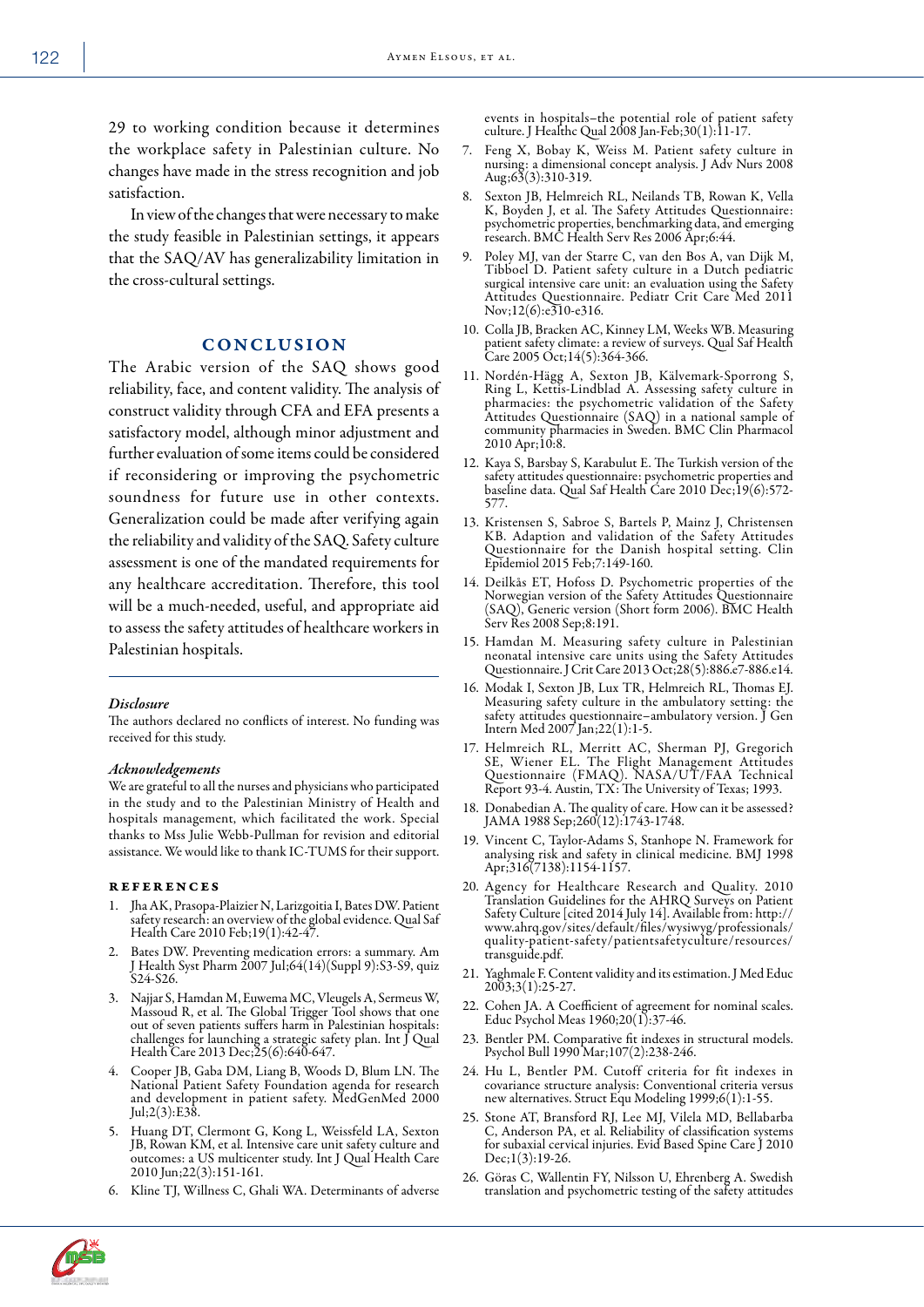29 to working condition because it determines the workplace safety in Palestinian culture. No changes have made in the stress recognition and job satisfaction.

In view of the changes that were necessary to make the study feasible in Palestinian settings, it appears that the SAQ/AV has generalizability limitation in the cross-cultural settings.

## CONCLUSION

The Arabic version of the SAQ shows good reliability, face, and content validity. The analysis of construct validity through CFA and EFA presents a satisfactory model, although minor adjustment and further evaluation of some items could be considered if reconsidering or improving the psychometric soundness for future use in other contexts. Generalization could be made after verifying again the reliability and validity of the SAQ. Safety culture assessment is one of the mandated requirements for any healthcare accreditation. Therefore, this tool will be a much-needed, useful, and appropriate aid to assess the safety attitudes of healthcare workers in Palestinian hospitals.

### *Disclosure*

The authors declared no conflicts of interest. No funding was received for this study.

### *Acknowledgements*

We are grateful to all the nurses and physicians who participated in the study and to the Palestinian Ministry of Health and hospitals management, which facilitated the work. Special thanks to Mss Julie Webb-Pullman for revision and editorial assistance. We would like to thank IC-TUMS for their support.

### REFERENCES

1. Jha AK, Prasopa-Plaizier N, Larizgoitia I, Bates DW. Patient safety research: an overview of the global evidence. Qual Saf Health Care 2010 Feb;19(1):42-47.
2. Bates DW. Preventing medication errors: a summary. Am J Health Syst Pharm 2007 Jul;64(14)(Suppl 9):S3-S9, quiz S24-S26.
3. Najjar S, Hamdan M, Euwema MC, Vleugels A, Sermeus W, Massoud R, et al. The Global Trigger Tool shows that one out of seven patients suffers harm in Palestinian hospitals: challenges for launching a strategic safety plan. Int J Qual Health Care 2013 Dec;25(6):640-647.
4. Cooper JB, Gaba DM, Liang B, Woods D, Blum LN. The National Patient Safety Foundation agenda for research and development in patient safety. MedGenMed 2000 Jul;2(3):E38.
5. Huang DT, Clermont G, Kong L, Weissfeld LA, Sexton JB, Rowan KM, et al. Intensive care unit safety culture and outcomes: a US multicenter study. Int J Qual Health Care 2010 Jun;22(3):151-161.
6. Kline TJ, Willness C, Ghali WA. Determinants of adverse events in hospitals–the potential role of patient safety culture. J Healthc Qual 2008 Jan-Feb;30(1):11-17.
7. Feng X, Bobay K, Weiss M. Patient safety culture in nursing: a dimensional concept analysis. J Adv Nurs 2008 Aug;63(3):310-319.
8. Sexton JB, Helmreich RL, Neilands TB, Rowan K, Vella K, Boyden J, et al. The Safety Attitudes Questionnaire: psychometric properties, benchmarking data, and emerging research. BMC Health Serv Res 2006 Apr;6:44.
9. Poley MJ, van der Starre C, van den Bos A, van Dijk M, Tibboel D. Patient safety culture in a Dutch pediatric surgical intensive care unit: an evaluation using the Safety Attitudes Questionnaire. Pediatr Crit Care Med 2011 Nov;12(6):e310-e316.
10. Colla JB, Bracken AC, Kinney LM, Weeks WB. Measuring patient safety climate: a review of surveys. Qual Saf Health Care 2005 Oct;14(5):364-366.
11. Nordén-Hägg A, Sexton JB, Kälvemark-Sporrong S, Ring L, Kettis-Lindblad A. Assessing safety culture in pharmacies: the psychometric validation of the Safety Attitudes Questionnaire (SAQ) in a national sample of community pharmacies in Sweden. BMC Clin Pharmacol 2010 Apr;10:8.
12. Kaya S, Barsbay S, Karabulut E. The Turkish version of the safety attitudes questionnaire: psychometric properties and baseline data. Qual Saf Health Care 2010 Dec;19(6):572-577.
13. Kristensen S, Sabroe S, Bartels P, Mainz J, Christensen KB. Adaption and validation of the Safety Attitudes Questionnaire for the Danish hospital setting. Clin Epidemiol 2015 Feb;7:149-160.
14. Deilkås ET, Hofoss D. Psychometric properties of the Norwegian version of the Safety Attitudes Questionnaire (SAQ), Generic version (Short form 2006). BMC Health Serv Res 2008 Sep;8:191.
15. Hamdan M. Measuring safety culture in Palestinian neonatal intensive care units using the Safety Attitudes Questionnaire. J Crit Care 2013 Oct;28(5):886.e7-886.e14.
16. Modak I, Sexton JB, Lux TR, Helmreich RL, Thomas EJ. Measuring safety culture in the ambulatory setting: the safety attitudes questionnaire–ambulatory version. J Gen Intern Med 2007 Jan;22(1):1-5.
17. Helmreich RL, Merritt AC, Sherman PJ, Gregorich SE, Wiener EL. The Flight Management Attitudes Questionnaire (FMAQ). NASA/UT/FAA Technical Report 93-4. Austin, TX: The University of Texas; 1993.
18. Donabedian A. The quality of care. How can it be assessed? JAMA 1988 Sep;260(12):1743-1748.
19. Vincent C, Taylor-Adams S, Stanhope N. Framework for analysing risk and safety in clinical medicine. BMJ 1998 Apr;316(7138):1154-1157.
20. Agency for Healthcare Research and Quality. 2010 Translation Guidelines for the AHRQ Surveys on Patient Safety Culture [cited 2014 July 14]. Available from: http://www.ahrq.gov/sites/default/files/wysiwyg/professionals/quality-patient-safety/patientsafetyculture/resources/transguide.pdf.
21. Yaghmale F. Content validity and its estimation. J Med Educ 2003;3(1):25-27.
22. Cohen JA. A Coefficient of agreement for nominal scales. Educ Psychol Meas 1960;20(1):37-46.
23. Bentler PM. Comparative fit indexes in structural models. Psychol Bull 1990 Mar;107(2):238-246.
24. Hu L, Bentler PM. Cutoff criteria for fit indexes in covariance structure analysis: Conventional criteria versus new alternatives. Struct Equ Modeling 1999;6(1):1-55.
25. Stone AT, Bransford RJ, Lee MJ, Vilela MD, Bellabarba C, Anderson PA, et al. Reliability of classification systems for subaxial cervical injuries. Evid Based Spine Care J 2010 Dec;1(3):19-26.
26. Göras C, Wallentin FY, Nilsson U, Ehrenberg A. Swedish translation and psychometric testing of the safety attitudes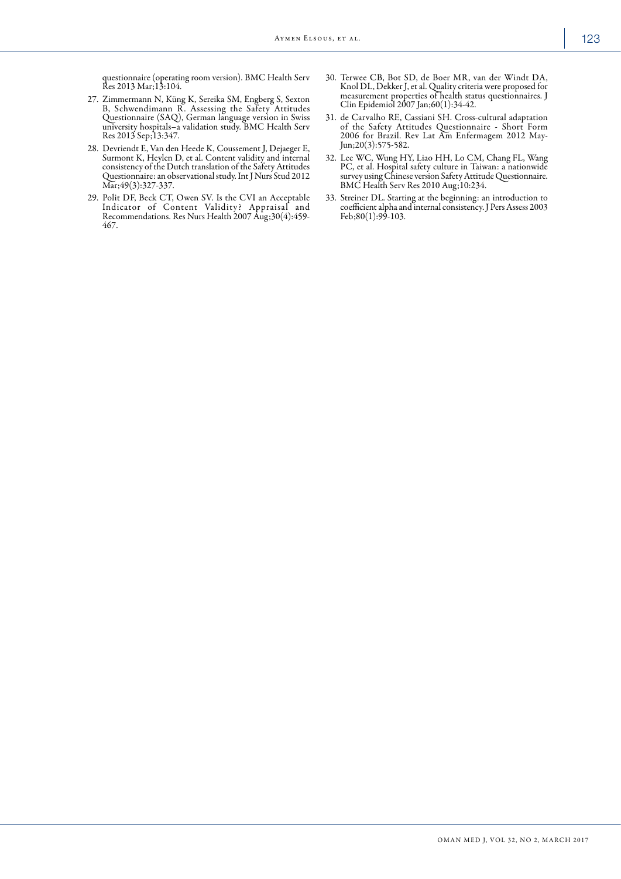questionnaire (operating room version). BMC Health Serv Res 2013 Mar;13:104.

27. Zimmermann N, Küng K, Sereika SM, Engberg S, Sexton B, Schwendimann R. Assessing the Safety Attitudes Questionnaire (SAQ), German language version in Swiss university hospitals–a validation study. BMC Health Serv Res 2013 Sep;13:347.
28. Devriendt E, Van den Heede K, Coussement J, Dejaeger E, Surmont K, Heylen D, et al. Content validity and internal consistency of the Dutch translation of the Safety Attitudes Questionnaire: an observational study. Int J Nurs Stud 2012 Mar;49(3):327-337.
29. Polit DF, Beck CT, Owen SV. Is the CVI an Acceptable Indicator of Content Validity? Appraisal and Recommendations. Res Nurs Health 2007 Aug;30(4):459-467.
30. Terwee CB, Bot SD, de Boer MR, van der Windt DA, Knol DL, Dekker J, et al. Quality criteria were proposed for measurement properties of health status questionnaires. J Clin Epidemiol 2007 Jan;60(1):34-42.
31. de Carvalho RE, Cassiani SH. Cross-cultural adaptation of the Safety Attitudes Questionnaire - Short Form 2006 for Brazil. Rev Lat Am Enfermagem 2012 May-Jun;20(3):575-582.
32. Lee WC, Wung HY, Liao HH, Lo CM, Chang FL, Wang PC, et al. Hospital safety culture in Taiwan: a nationwide survey using Chinese version Safety Attitude Questionnaire. BMC Health Serv Res 2010 Aug;10:234.
33. Streiner DL. Starting at the beginning: an introduction to coefficient alpha and internal consistency. J Pers Assess 2003 Feb;80(1):99-103.